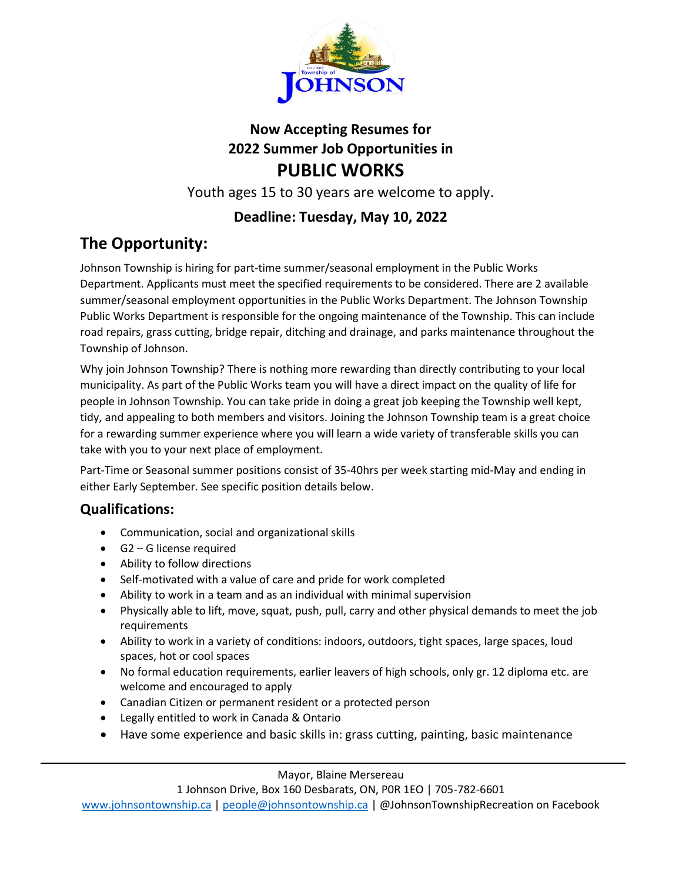# Now Accepting Resumes for 2022 Summer Job Opportunities in PUBLIC WORKS

Youth ages 15 to 30 years are welcome to apply.

**Deadline: Tuesday, May 10, 2022**

## The Opportunity:

Johnson Township is hiring for part-time summer/seasonal employment in the Public Works Department. Applicants must meet the specified requirements to be considered. There are 2 available summer/seasonal employment opportunities in the Public Works Department. The Johnson Township Public Works Department is responsible for the ongoing maintenance of the Township. This can include road repairs, grass cutting, bridge repair, ditching and drainage, and parks maintenance throughout the Township of Johnson.

Why join Johnson Township? There is nothing more rewarding than directly contributing to your local municipality. As part of the Public Works team you will have a direct impact on the quality of life for people in Johnson Township. You can take pride in doing a great job keeping the Township well kept, tidy, and appealing to both members and visitors. Joining the Johnson Township team is a great choice for a rewarding summer experience where you will learn a wide variety of transferable skills you can take with you to your next place of employment.

Part-Time or Seasonal summer positions consist of 35-40hrs per week starting mid-May and ending in either Early September. See specific position details below.

### Qualifications:

- Communication, social and organizational skills
- G2 – G license required
- Ability to follow directions
- Self-motivated with a value of care and pride for work completed
- Ability to work in a team and as an individual with minimal supervision
- Physically able to lift, move, squat, push, pull, carry and other physical demands to meet the job requirements
- Ability to work in a variety of conditions: indoors, outdoors, tight spaces, large spaces, loud spaces, hot or cool spaces
- No formal education requirements, earlier leavers of high schools, only gr. 12 diploma etc. are welcome and encouraged to apply
- Canadian Citizen or permanent resident or a protected person
- Legally entitled to work in Canada & Ontario
- Have some experience and basic skills in: grass cutting, painting, basic maintenance

Mayor, Blaine Mersereau
1 Johnson Drive, Box 160 Desbarats, ON, P0R 1E0 | 705-782-6601
www.johnsontownship.ca | people@johnsontownship.ca | @JohnsonTownshipRecreation on Facebook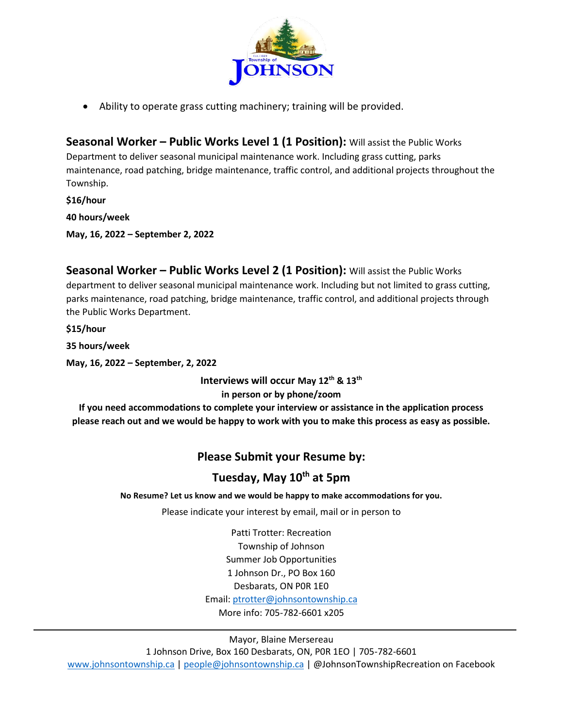- Ability to operate grass cutting machinery; training will be provided.

**Seasonal Worker – Public Works Level 1 (1 Position):** Will assist the Public Works Department to deliver seasonal municipal maintenance work. Including grass cutting, parks maintenance, road patching, bridge maintenance, traffic control, and additional projects throughout the Township.

**$16/hour**

**40 hours/week**

**May, 16, 2022 – September 2, 2022**

**Seasonal Worker – Public Works Level 2 (1 Position):** Will assist the Public Works department to deliver seasonal municipal maintenance work. Including but not limited to grass cutting, parks maintenance, road patching, bridge maintenance, traffic control, and additional projects through the Public Works Department.

**$15/hour**

**35 hours/week**

**May, 16, 2022 – September, 2, 2022**

**Interviews will occur May 12th & 13th**
**in person or by phone/zoom**

**If you need accommodations to complete your interview or assistance in the application process please reach out and we would be happy to work with you to make this process as easy as possible.**

## Please Submit your Resume by:

## Tuesday, May 10th at 5pm

**No Resume? Let us know and we would be happy to make accommodations for you.**

Please indicate your interest by email, mail or in person to

Patti Trotter: Recreation
Township of Johnson
Summer Job Opportunities
1 Johnson Dr., PO Box 160
Desbarats, ON P0R 1E0
Email: ptrotter@johnsontownship.ca
More info: 705-782-6601 x205

Mayor, Blaine Mersereau
1 Johnson Drive, Box 160 Desbarats, ON, P0R 1EO | 705-782-6601
www.johnsontownship.ca | people@johnsontownship.ca | @JohnsonTownshipRecreation on Facebook